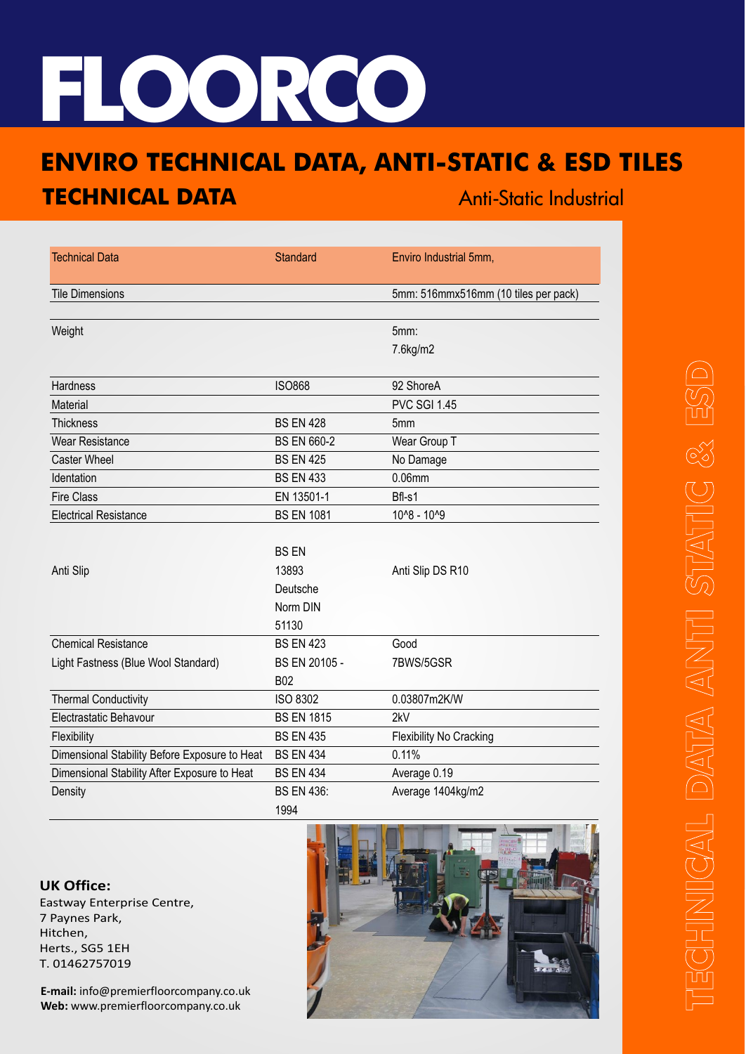# FLOORCO

## ENVIRO TECHNICAL DATA, ANTI-STATIC & ESD TILES

### TECHNICAL DATA

Anti-Static Industrial

| Technical Data | Standard | Enviro Industrial 5mm, |
|---|---|---|
| Tile Dimensions | | 5mm: 516mmx516mm (10 tiles per pack) |
| Weight | | 5mm:<br>7.6kg/m2 |
| Hardness | ISO868 | 92 ShoreA |
| Material | | PVC SGI 1.45 |
| Thickness | BS EN 428 | 5mm |
| Wear Resistance | BS EN 660-2 | Wear Group T |
| Caster Wheel | BS EN 425 | No Damage |
| Identation | BS EN 433 | 0.06mm |
| Fire Class | EN 13501-1 | Bfl-s1 |
| Electrical Resistance | BS EN 1081 | 10^8 - 10^9 |
| Anti Slip | BS EN 13893 Deutsche Norm DIN 51130 | Anti Slip DS R10 |
| Chemical Resistance | BS EN 423 | Good |
| Light Fastness (Blue Wool Standard) | BS EN 20105 - B02 | 7BWS/5GSR |
| Thermal Conductivity | ISO 8302 | 0.03807m2K/W |
| Electrastatic Behavour | BS EN 1815 | 2kV |
| Flexibility | BS EN 435 | Flexibility No Cracking |
| Dimensional Stability Before Exposure to Heat | BS EN 434 | 0.11% |
| Dimensional Stability After Exposure to Heat | BS EN 434 | Average 0.19 |
| Density | BS EN 436: 1994 | Average 1404kg/m2 |

**UK Office:**
Eastway Enterprise Centre,
7 Paynes Park,
Hitchen,
Herts., SG5 1EH
T. 01462757019

**E-mail:** info@premierfloorcompany.co.uk
**Web:** www.premierfloorcompany.co.uk

TECHNICAL DATA ANTI STATIC & ESD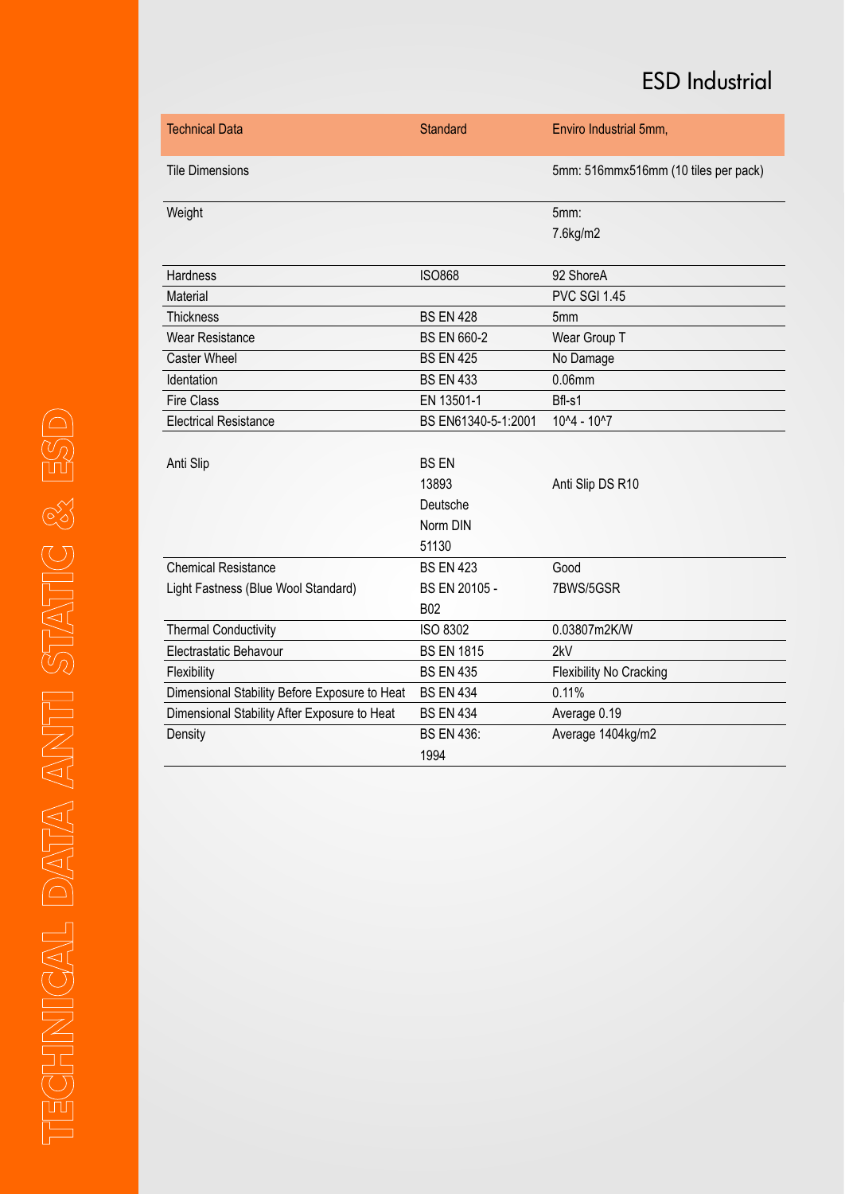# ESD Industrial

| Technical Data | Standard | Enviro Industrial 5mm, |
|---|---|---|
| Tile Dimensions | | 5mm: 516mmx516mm (10 tiles per pack) |
| Weight | | 5mm: 7.6kg/m2 |
| Hardness | ISO868 | 92 ShoreA |
| Material | | PVC SGI 1.45 |
| Thickness | BS EN 428 | 5mm |
| Wear Resistance | BS EN 660-2 | Wear Group T |
| Caster Wheel | BS EN 425 | No Damage |
| Identation | BS EN 433 | 0.06mm |
| Fire Class | EN 13501-1 | Bfl-s1 |
| Electrical Resistance | BS EN61340-5-1:2001 | 10^4 - 10^7 |
| Anti Slip | BS EN 13893 Deutsche Norm DIN 51130 | Anti Slip DS R10 |
| Chemical Resistance | BS EN 423 | Good |
| Light Fastness (Blue Wool Standard) | BS EN 20105 - B02 | 7BWS/5GSR |
| Thermal Conductivity | ISO 8302 | 0.03807m2K/W |
| Electrastatic Behavour | BS EN 1815 | 2kV |
| Flexibility | BS EN 435 | Flexibility No Cracking |
| Dimensional Stability Before Exposure to Heat | BS EN 434 | 0.11% |
| Dimensional Stability After Exposure to Heat | BS EN 434 | Average 0.19 |
| Density | BS EN 436: 1994 | Average 1404kg/m2 |

TECHNICAL DATA ANTI STATIC & ESD